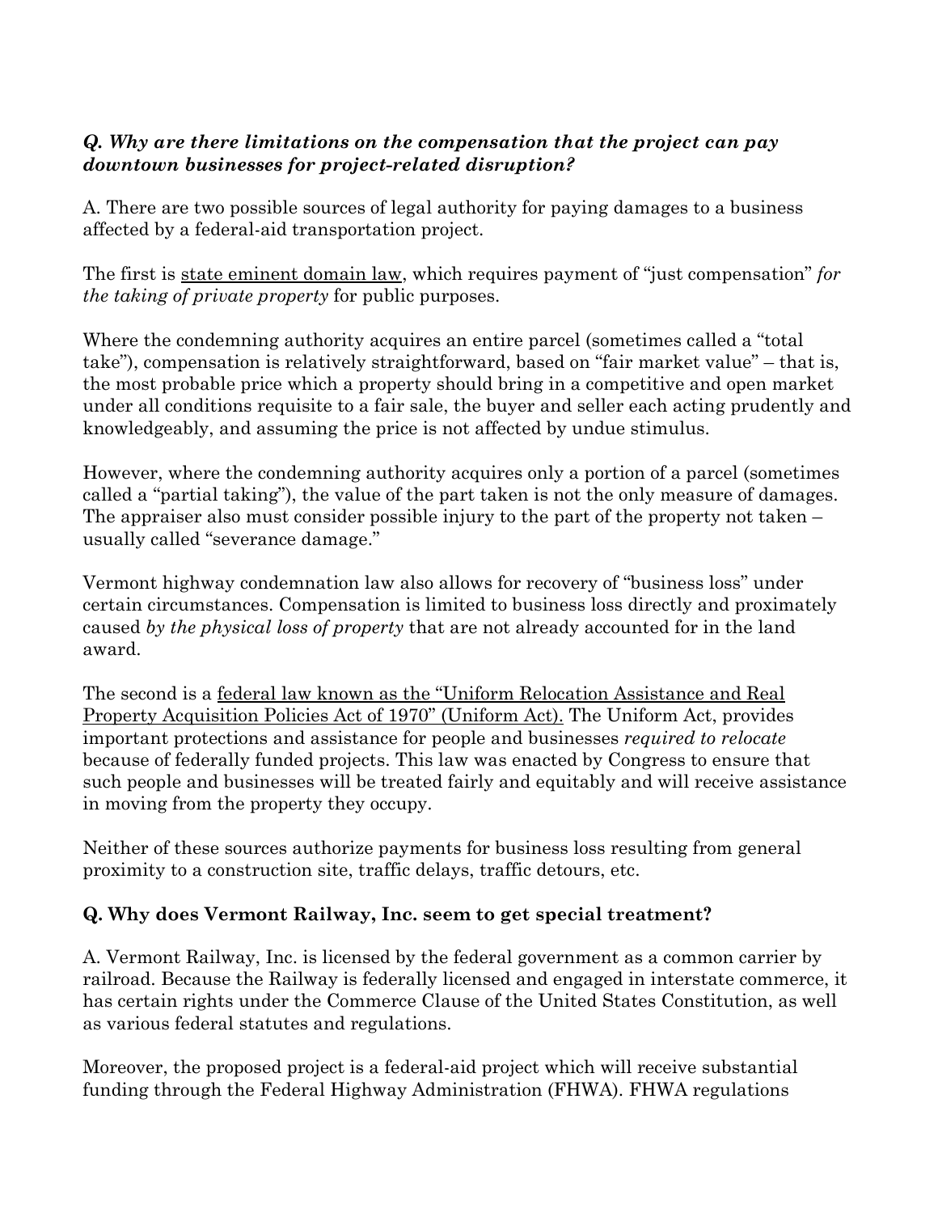***Q. Why are there limitations on the compensation that the project can pay downtown businesses for project-related disruption?***

A. There are two possible sources of legal authority for paying damages to a business affected by a federal-aid transportation project.

The first is <u>state eminent domain law</u>, which requires payment of "just compensation" *for the taking of private property* for public purposes.

Where the condemning authority acquires an entire parcel (sometimes called a "total take"), compensation is relatively straightforward, based on "fair market value" – that is, the most probable price which a property should bring in a competitive and open market under all conditions requisite to a fair sale, the buyer and seller each acting prudently and knowledgeably, and assuming the price is not affected by undue stimulus.

However, where the condemning authority acquires only a portion of a parcel (sometimes called a "partial taking"), the value of the part taken is not the only measure of damages. The appraiser also must consider possible injury to the part of the property not taken – usually called "severance damage."

Vermont highway condemnation law also allows for recovery of "business loss" under certain circumstances. Compensation is limited to business loss directly and proximately caused *by the physical loss of property* that are not already accounted for in the land award.

The second is a <u>federal law known as the "Uniform Relocation Assistance and Real Property Acquisition Policies Act of 1970" (Uniform Act).</u> The Uniform Act, provides important protections and assistance for people and businesses *required to relocate* because of federally funded projects. This law was enacted by Congress to ensure that such people and businesses will be treated fairly and equitably and will receive assistance in moving from the property they occupy.

Neither of these sources authorize payments for business loss resulting from general proximity to a construction site, traffic delays, traffic detours, etc.

**Q. Why does Vermont Railway, Inc. seem to get special treatment?**

A. Vermont Railway, Inc. is licensed by the federal government as a common carrier by railroad. Because the Railway is federally licensed and engaged in interstate commerce, it has certain rights under the Commerce Clause of the United States Constitution, as well as various federal statutes and regulations.

Moreover, the proposed project is a federal-aid project which will receive substantial funding through the Federal Highway Administration (FHWA). FHWA regulations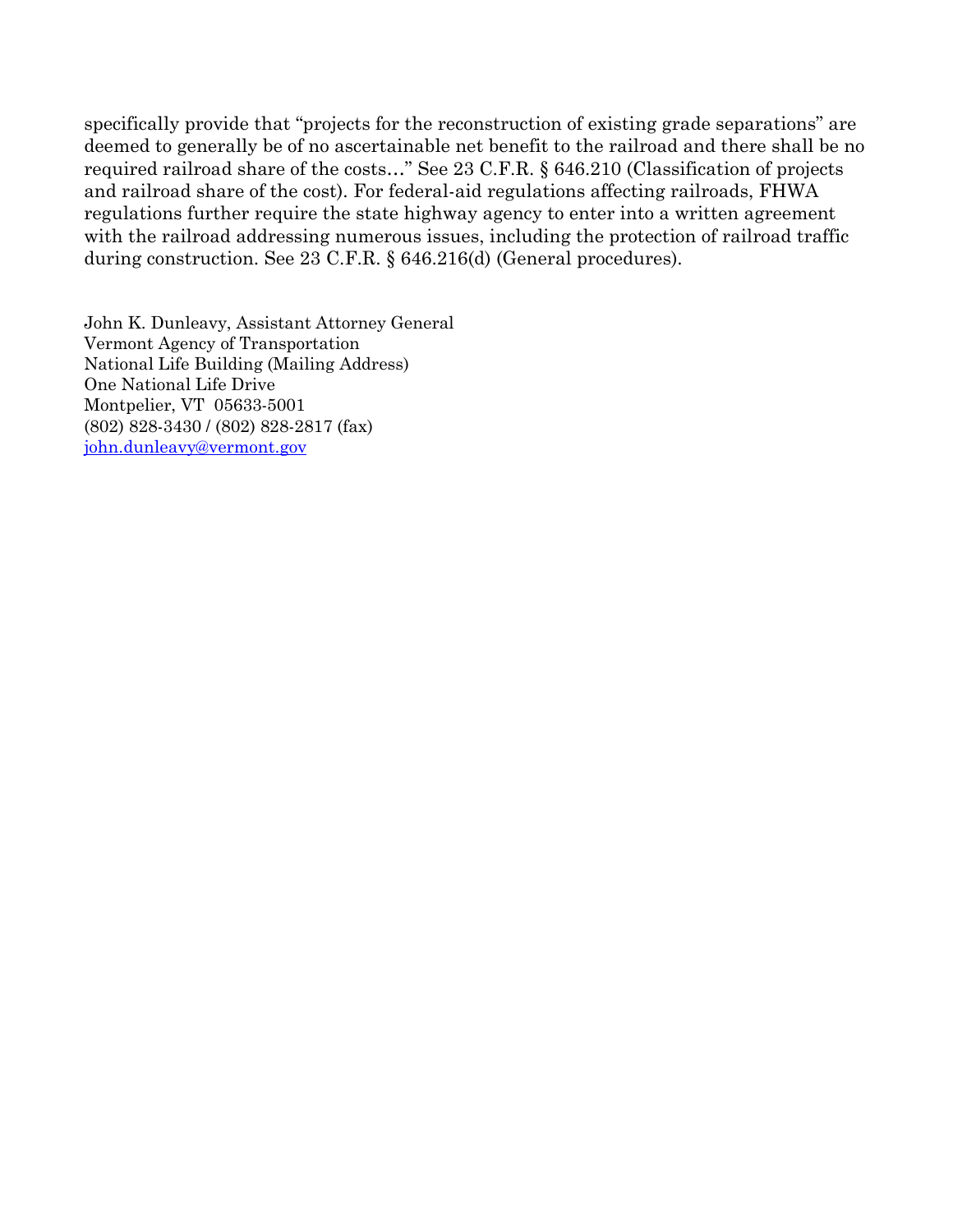specifically provide that "projects for the reconstruction of existing grade separations" are deemed to generally be of no ascertainable net benefit to the railroad and there shall be no required railroad share of the costs…" See 23 C.F.R. § 646.210 (Classification of projects and railroad share of the cost). For federal-aid regulations affecting railroads, FHWA regulations further require the state highway agency to enter into a written agreement with the railroad addressing numerous issues, including the protection of railroad traffic during construction. See 23 C.F.R. § 646.216(d) (General procedures).

John K. Dunleavy, Assistant Attorney General
Vermont Agency of Transportation
National Life Building (Mailing Address)
One National Life Drive
Montpelier, VT 05633-5001
(802) 828-3430 / (802) 828-2817 (fax)
john.dunleavy@vermont.gov